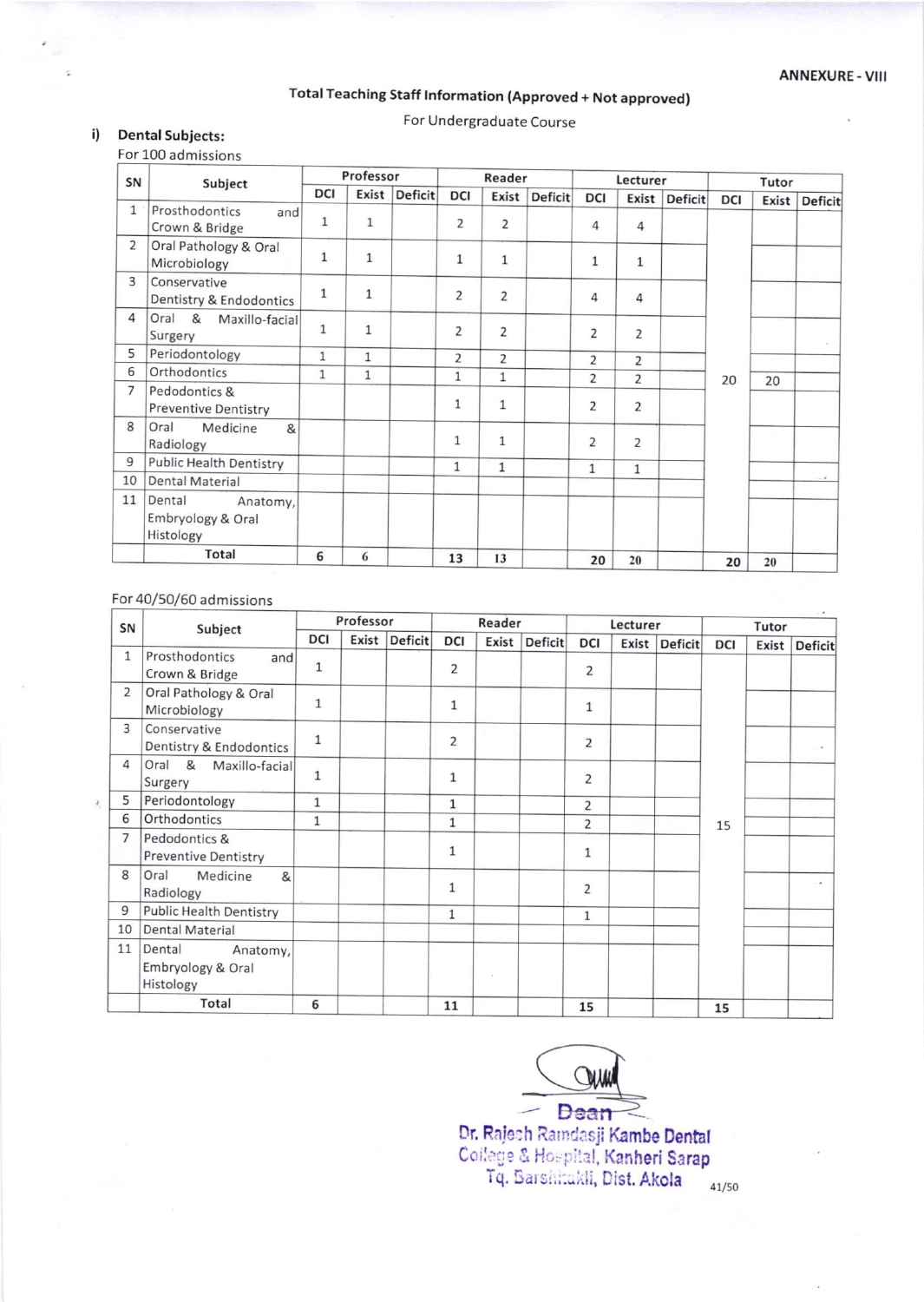ANNEXURE - VIII

## Total Teaching Staff Information (Approved + Not approved)

For Undergraduate Course

### i) Dental Subjects:

For 100 admissions

| SN | Subject | Professor | | | Reader | | | Lecturer | | | Tutor | | |
|---|---|---|---|---|---|---|---|---|---|---|---|---|---|
| | | DCI | Exist | Deficit | DCI | Exist | Deficit | DCI | Exist | Deficit | DCI | Exist | Deficit |
| 1 | Prosthodontics and Crown & Bridge | 1 | 1 | | 2 | 2 | | 4 | 4 | | | | |
| 2 | Oral Pathology & Oral Microbiology | 1 | 1 | | 1 | 1 | | 1 | 1 | | | | |
| 3 | Conservative Dentistry & Endodontics | 1 | 1 | | 2 | 2 | | 4 | 4 | | | | |
| 4 | Oral & Maxillo-facial Surgery | 1 | 1 | | 2 | 2 | | 2 | 2 | | | | |
| 5 | Periodontology | 1 | 1 | | 2 | 2 | | 2 | 2 | | | | |
| 6 | Orthodontics | 1 | 1 | | 1 | 1 | | 2 | 2 | | 20 | 20 | |
| 7 | Pedodontics & Preventive Dentistry | | | | 1 | 1 | | 2 | 2 | | | | |
| 8 | Oral Medicine & Radiology | | | | 1 | 1 | | 2 | 2 | | | | |
| 9 | Public Health Dentistry | | | | 1 | 1 | | 1 | 1 | | | | |
| 10 | Dental Material | | | | | | | | | | | | |
| 11 | Dental Anatomy, Embryology & Oral Histology | | | | | | | | | | | | |
| | **Total** | 6 | 6 | | 13 | 13 | | 20 | 20 | | 20 | 20 | |

For 40/50/60 admissions

| SN | Subject | Professor | | | Reader | | | Lecturer | | | Tutor | | |
|---|---|---|---|---|---|---|---|---|---|---|---|---|---|
| | | DCI | Exist | Deficit | DCI | Exist | Deficit | DCI | Exist | Deficit | DCI | Exist | Deficit |
| 1 | Prosthodontics and Crown & Bridge | 1 | | | 2 | | | 2 | | | | | |
| 2 | Oral Pathology & Oral Microbiology | 1 | | | 1 | | | 1 | | | | | |
| 3 | Conservative Dentistry & Endodontics | 1 | | | 2 | | | 2 | | | | | |
| 4 | Oral & Maxillo-facial Surgery | 1 | | | 1 | | | 2 | | | | | |
| 5 | Periodontology | 1 | | | 1 | | | 2 | | | | | |
| 6 | Orthodontics | 1 | | | 1 | | | 2 | | | 15 | | |
| 7 | Pedodontics & Preventive Dentistry | | | | 1 | | | 1 | | | | | |
| 8 | Oral Medicine & Radiology | | | | 1 | | | 2 | | | | | |
| 9 | Public Health Dentistry | | | | 1 | | | 1 | | | | | |
| 10 | Dental Material | | | | | | | | | | | | |
| 11 | Dental Anatomy, Embryology & Oral Histology | | | | | | | | | | | | |
| | **Total** | 6 | | | 11 | | | 15 | | | 15 | | |

Dean
Dr. Rajesh Ramdasji Kambe Dental College & Hospital, Kanheri Sarap
Tq. Barshitakli, Dist. Akola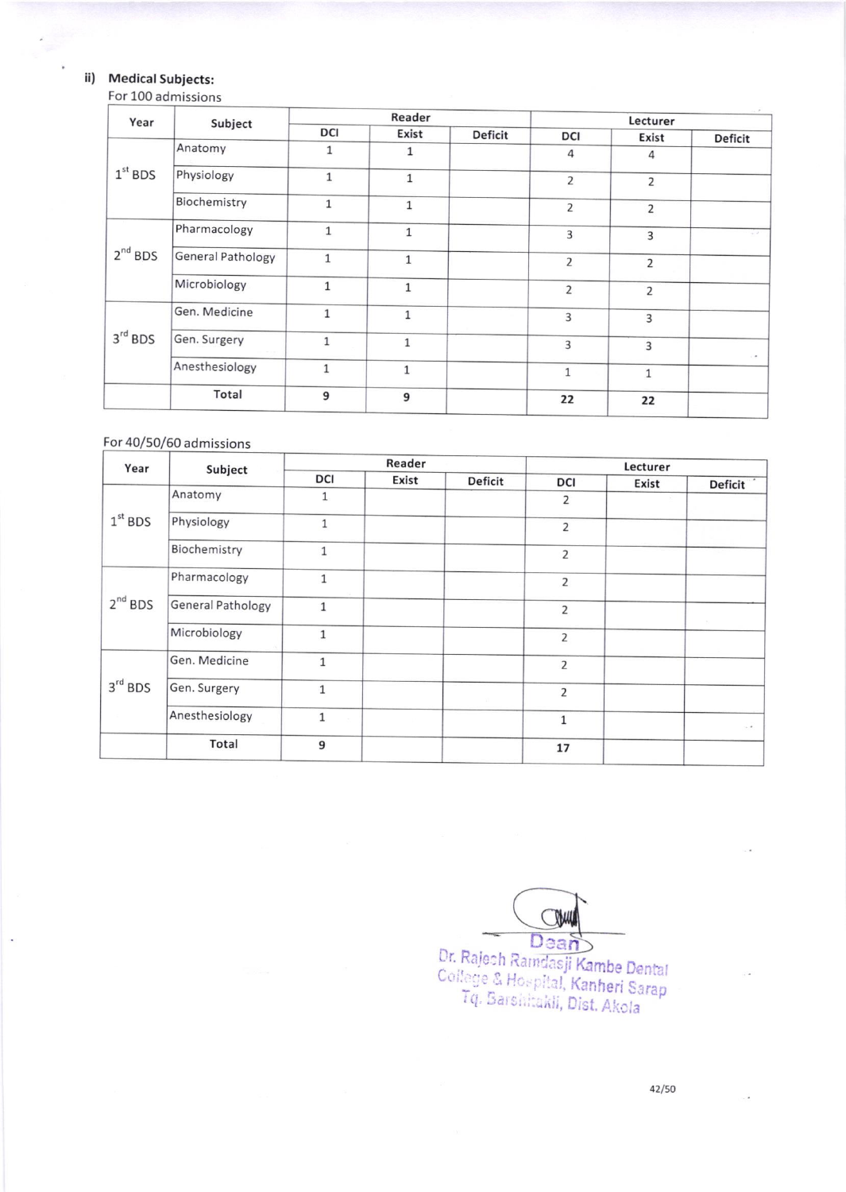**ii) Medical Subjects:**

For 100 admissions

| Year | Subject | Reader | | | Lecturer | | |
|---|---|---|---|---|---|---|---|
| | | DCI | Exist | Deficit | DCI | Exist | Deficit |
| 1st BDS | Anatomy | 1 | 1 | | 4 | 4 | |
| | Physiology | 1 | 1 | | 2 | 2 | |
| | Biochemistry | 1 | 1 | | 2 | 2 | |
| 2nd BDS | Pharmacology | 1 | 1 | | 3 | 3 | |
| | General Pathology | 1 | 1 | | 2 | 2 | |
| | Microbiology | 1 | 1 | | 2 | 2 | |
| 3rd BDS | Gen. Medicine | 1 | 1 | | 3 | 3 | |
| | Gen. Surgery | 1 | 1 | | 3 | 3 | |
| | Anesthesiology | 1 | 1 | | 1 | 1 | |
| | Total | 9 | 9 | | 22 | 22 | |

For 40/50/60 admissions

| Year | Subject | Reader | | | Lecturer | | |
|---|---|---|---|---|---|---|---|
| | | DCI | Exist | Deficit | DCI | Exist | Deficit |
| 1st BDS | Anatomy | 1 | | | 2 | | |
| | Physiology | 1 | | | 2 | | |
| | Biochemistry | 1 | | | 2 | | |
| 2nd BDS | Pharmacology | 1 | | | 2 | | |
| | General Pathology | 1 | | | 2 | | |
| | Microbiology | 1 | | | 2 | | |
| 3rd BDS | Gen. Medicine | 1 | | | 2 | | |
| | Gen. Surgery | 1 | | | 2 | | |
| | Anesthesiology | 1 | | | 1 | | |
| | Total | 9 | | | 17 | | |

Dean
Dr. Rajesh Ramdasji Kambe Dental College & Hospital, Kanheri Sarap
Tq. Barshitakli, Dist. Akola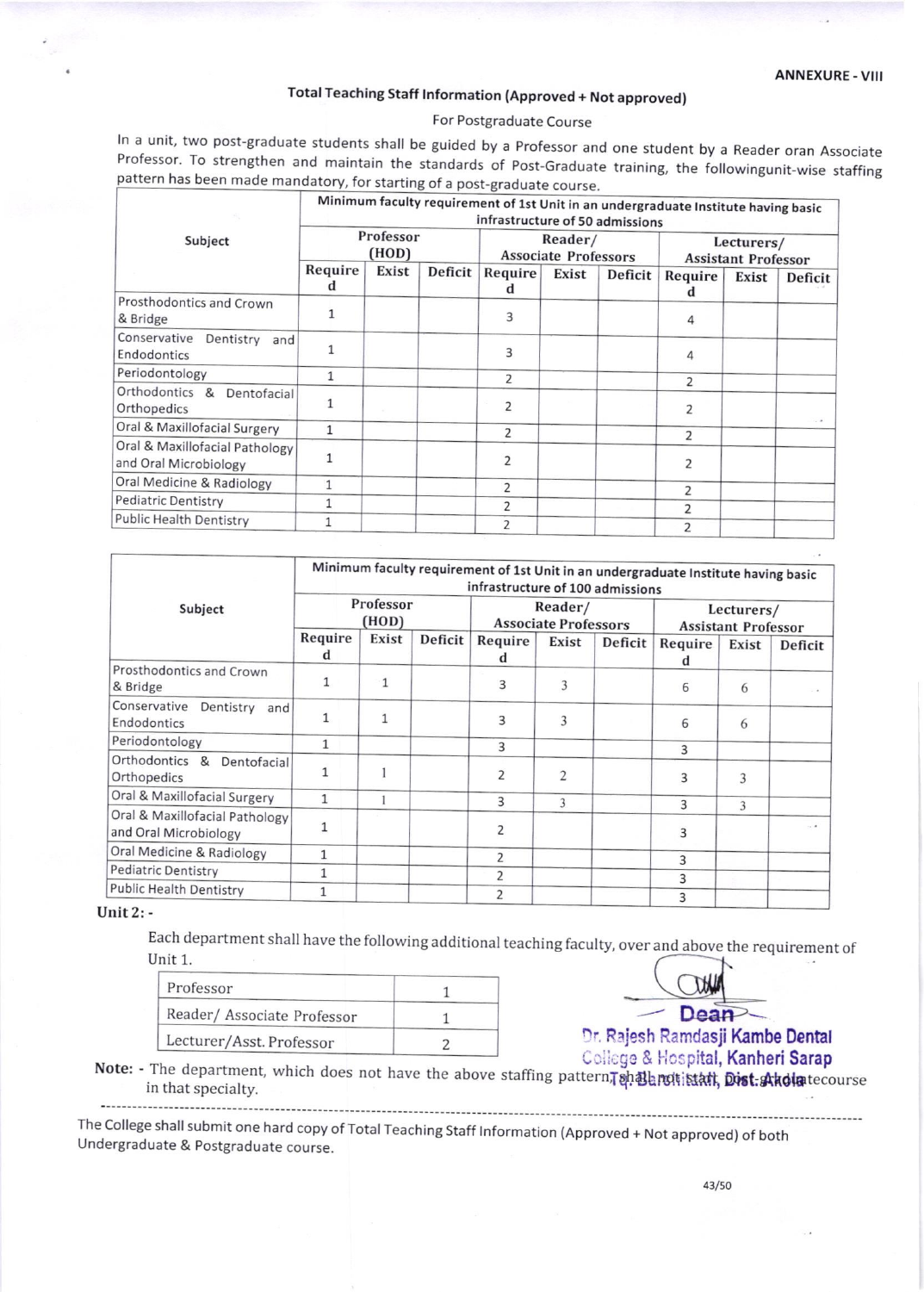**ANNEXURE - VIII**

## Total Teaching Staff Information (Approved + Not approved)

For Postgraduate Course

In a unit, two post-graduate students shall be guided by a Professor and one student by a Reader oran Associate Professor. To strengthen and maintain the standards of Post-Graduate training, the followingunit-wise staffing pattern has been made mandatory, for starting of a post-graduate course.

| Subject | Minimum faculty requirement of 1st Unit in an undergraduate Institute having basic infrastructure of 50 admissions | | | | | | | | |
|---|---|---|---|---|---|---|---|---|---|
| | Professor (HOD) | | | Reader/ Associate Professors | | | Lecturers/ Assistant Professor | | |
| | Required | Exist | Deficit | Required | Exist | Deficit | Required | Exist | Deficit |
| Prosthodontics and Crown & Bridge | 1 | | | 3 | | | 4 | | |
| Conservative Dentistry and Endodontics | 1 | | | 3 | | | 4 | | |
| Periodontology | 1 | | | 2 | | | 2 | | |
| Orthodontics & Dentofacial Orthopedics | 1 | | | 2 | | | 2 | | |
| Oral & Maxillofacial Surgery | 1 | | | 2 | | | 2 | | |
| Oral & Maxillofacial Pathology and Oral Microbiology | 1 | | | 2 | | | 2 | | |
| Oral Medicine & Radiology | 1 | | | 2 | | | 2 | | |
| Pediatric Dentistry | 1 | | | 2 | | | 2 | | |
| Public Health Dentistry | 1 | | | 2 | | | 2 | | |

| Subject | Minimum faculty requirement of 1st Unit in an undergraduate Institute having basic infrastructure of 100 admissions | | | | | | | | |
|---|---|---|---|---|---|---|---|---|---|
| | Professor (HOD) | | | Reader/ Associate Professors | | | Lecturers/ Assistant Professor | | |
| | Required | Exist | Deficit | Required | Exist | Deficit | Required | Exist | Deficit |
| Prosthodontics and Crown & Bridge | 1 | 1 | | 3 | 3 | | 6 | 6 | |
| Conservative Dentistry and Endodontics | 1 | 1 | | 3 | 3 | | 6 | 6 | |
| Periodontology | 1 | | | 3 | | | 3 | | |
| Orthodontics & Dentofacial Orthopedics | 1 | 1 | | 2 | 2 | | 3 | 3 | |
| Oral & Maxillofacial Surgery | 1 | 1 | | 3 | 3 | | 3 | 3 | |
| Oral & Maxillofacial Pathology and Oral Microbiology | 1 | | | 2 | | | 3 | | |
| Oral Medicine & Radiology | 1 | | | 2 | | | 3 | | |
| Pediatric Dentistry | 1 | | | 2 | | | 3 | | |
| Public Health Dentistry | 1 | | | 2 | | | 3 | | |

**Unit 2: -**

Each department shall have the following additional teaching faculty, over and above the requirement of Unit 1.

| | |
|---|---|
| Professor | 1 |
| Reader/ Associate Professor | 1 |
| Lecturer/Asst. Professor | 2 |

Dean
Dr. Rajesh Ramdasji Kambe Dental College & Hospital, Kanheri Sarap
Tq. Barshitakli, Dist. Akola

**Note:** - The department, which does not have the above staffing pattern, shall not start course in that specialty.

---

The College shall submit one hard copy of Total Teaching Staff Information (Approved + Not approved) of both Undergraduate & Postgraduate course.